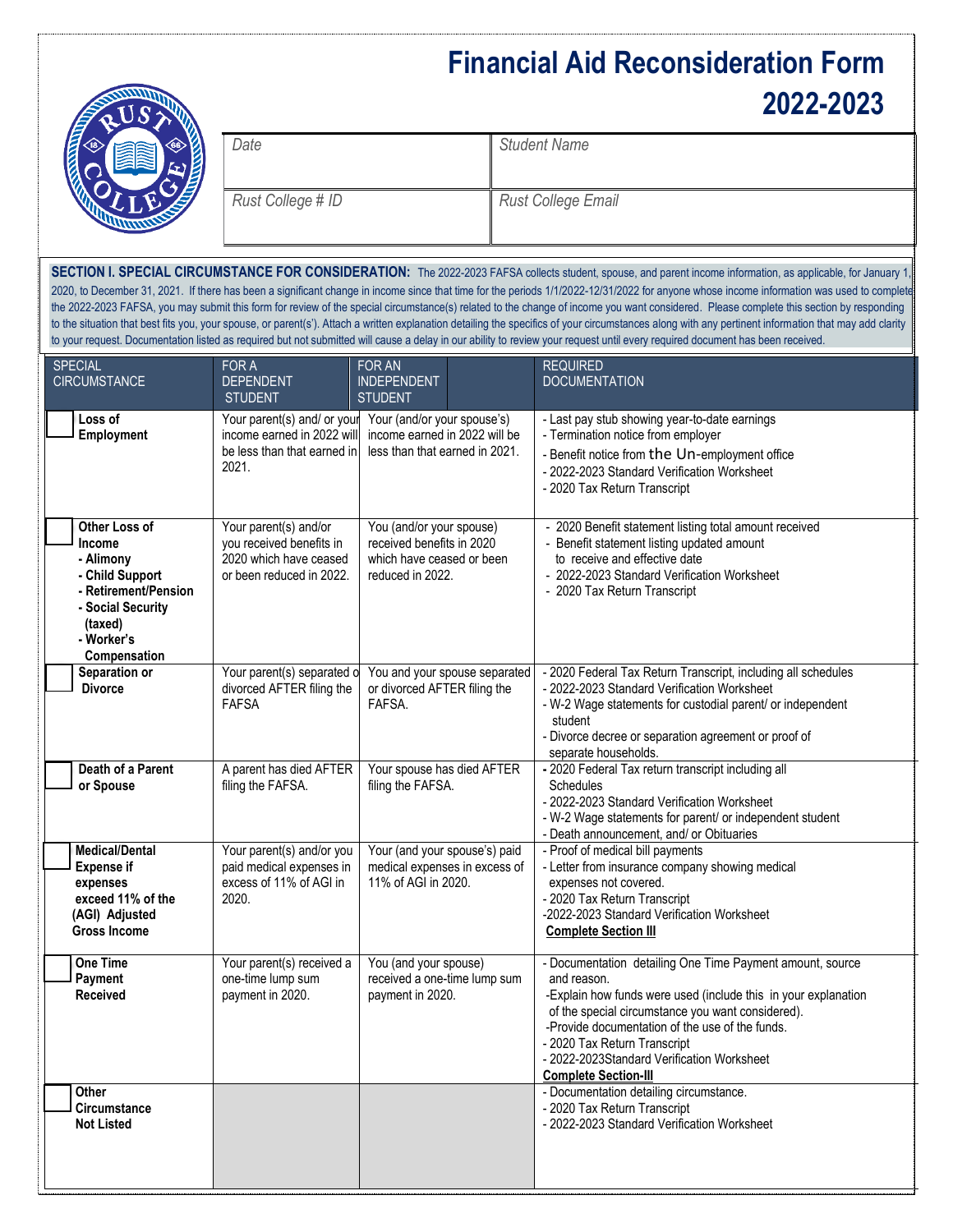# Financial Aid Reconsideration Form 2022-2023

| Date | Student Name |
|---|---|
| Rust College # ID | Rust College Email |

**SECTION I. SPECIAL CIRCUMSTANCE FOR CONSIDERATION:** The 2022-2023 FAFSA collects student, spouse, and parent income information, as applicable, for January 1, 2020, to December 31, 2021. If there has been a significant change in income since that time for the periods 1/1/2022-12/31/2022 for anyone whose income information was used to complete the 2022-2023 FAFSA, you may submit this form for review of the special circumstance(s) related to the change of income you want considered. Please complete this section by responding to the situation that best fits you, your spouse, or parent(s'). Attach a written explanation detailing the specifics of your circumstances along with any pertinent information that may add clarity to your request. Documentation listed as required but not submitted will cause a delay in our ability to review your request until every required document has been received.

| SPECIAL CIRCUMSTANCE | FOR A DEPENDENT STUDENT | FOR AN INDEPENDENT STUDENT | REQUIRED DOCUMENTATION |
|---|---|---|---|
| ☐ **Loss of Employment** | Your parent(s) and/ or your income earned in 2022 will be less than that earned in 2021. | Your (and/or your spouse's) income earned in 2022 will be less than that earned in 2021. | - Last pay stub showing year-to-date earnings<br>- Termination notice from employer<br>- Benefit notice from the Un-employment office<br>- 2022-2023 Standard Verification Worksheet<br>- 2020 Tax Return Transcript |
| ☐ **Other Loss of Income**<br>**- Alimony**<br>**- Child Support**<br>**- Retirement/Pension**<br>**- Social Security (taxed)**<br>**- Worker's Compensation** | Your parent(s) and/or you received benefits in 2020 which have ceased or been reduced in 2022. | You (and/or your spouse) received benefits in 2020 which have ceased or been reduced in 2022. | - 2020 Benefit statement listing total amount received<br>- Benefit statement listing updated amount to receive and effective date<br>- 2022-2023 Standard Verification Worksheet<br>- 2020 Tax Return Transcript |
| ☐ **Separation or Divorce** | Your parent(s) separated or divorced AFTER filing the FAFSA | You and your spouse separated or divorced AFTER filing the FAFSA. | - 2020 Federal Tax Return Transcript, including all schedules<br>- 2022-2023 Standard Verification Worksheet<br>- W-2 Wage statements for custodial parent/ or independent student<br>- Divorce decree or separation agreement or proof of separate households. |
| ☐ **Death of a Parent or Spouse** | A parent has died AFTER filing the FAFSA. | Your spouse has died AFTER filing the FAFSA. | - 2020 Federal Tax return transcript including all Schedules<br>- 2022-2023 Standard Verification Worksheet<br>- W-2 Wage statements for parent/ or independent student<br>- Death announcement, and/ or Obituaries |
| ☐ **Medical/Dental Expense if expenses exceed 11% of the (AGI) Adjusted Gross Income** | Your parent(s) and/or you paid medical expenses in excess of 11% of AGI in 2020. | Your (and your spouse's) paid medical expenses in excess of 11% of AGI in 2020. | - Proof of medical bill payments<br>- Letter from insurance company showing medical expenses not covered.<br>- 2020 Tax Return Transcript<br>-2022-2023 Standard Verification Worksheet<br>**Complete Section III** |
| ☐ **One Time Payment Received** | Your parent(s) received a one-time lump sum payment in 2020. | You (and your spouse) received a one-time lump sum payment in 2020. | - Documentation detailing One Time Payment amount, source and reason.<br>-Explain how funds were used (include this in your explanation of the special circumstance you want considered).<br>-Provide documentation of the use of the funds.<br>- 2020 Tax Return Transcript<br>- 2022-2023Standard Verification Worksheet<br>**Complete Section-III** |
| ☐ **Other Circumstance Not Listed** | | | - Documentation detailing circumstance.<br>- 2020 Tax Return Transcript<br>- 2022-2023 Standard Verification Worksheet |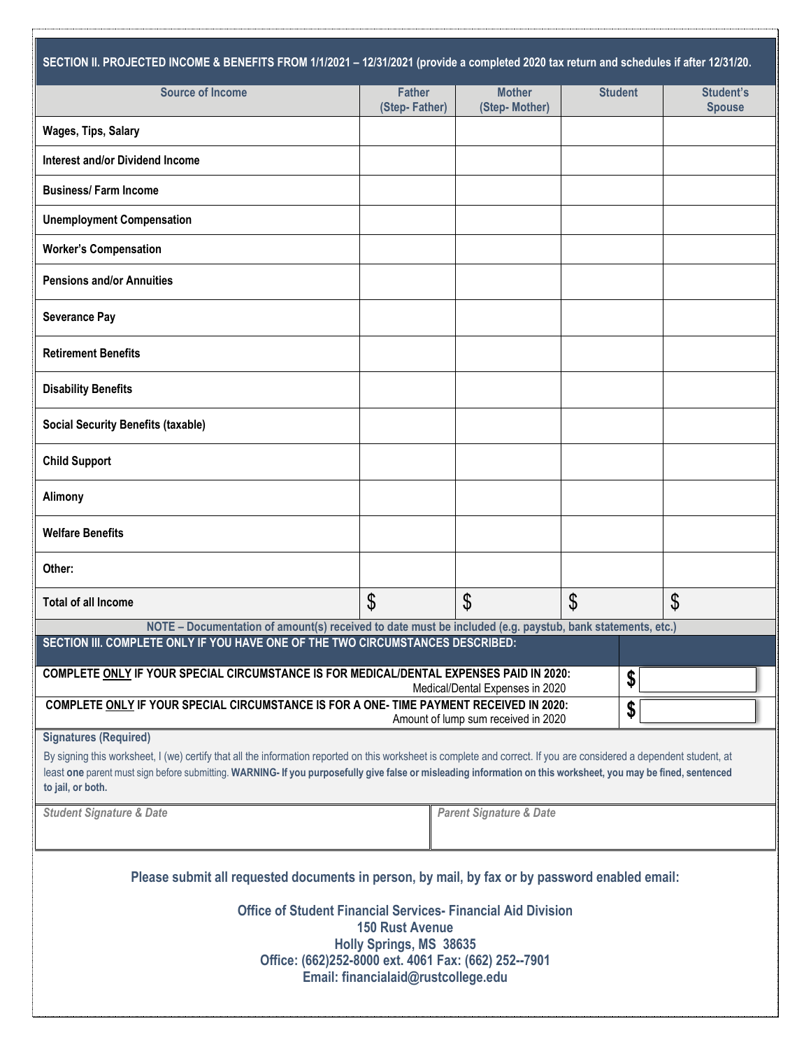## SECTION II. PROJECTED INCOME & BENEFITS FROM 1/1/2021 – 12/31/2021 (provide a completed 2020 tax return and schedules if after 12/31/20.

| Source of Income | Father (Step- Father) | Mother (Step- Mother) | Student | Student's Spouse |
|---|---|---|---|---|
| **Wages, Tips, Salary** | | | | |
| **Interest and/or Dividend Income** | | | | |
| **Business/ Farm Income** | | | | |
| **Unemployment Compensation** | | | | |
| **Worker's Compensation** | | | | |
| **Pensions and/or Annuities** | | | | |
| **Severance Pay** | | | | |
| **Retirement Benefits** | | | | |
| **Disability Benefits** | | | | |
| **Social Security Benefits (taxable)** | | | | |
| **Child Support** | | | | |
| **Alimony** | | | | |
| **Welfare Benefits** | | | | |
| **Other:** | | | | |
| **Total of all Income** | $ | $ | $ | $ |

**NOTE – Documentation of amount(s) received to date must be included (e.g. paystub, bank statements, etc.)**

## SECTION III. COMPLETE ONLY IF YOU HAVE ONE OF THE TWO CIRCUMSTANCES DESCRIBED:

| | |
|---|---|
| **COMPLETE ONLY IF YOUR SPECIAL CIRCUMSTANCE IS FOR MEDICAL/DENTAL EXPENSES PAID IN 2020:** Medical/Dental Expenses in 2020 | **$** |
| **COMPLETE ONLY IF YOUR SPECIAL CIRCUMSTANCE IS FOR A ONE- TIME PAYMENT RECEIVED IN 2020:** Amount of lump sum received in 2020 | **$** |

**Signatures (Required)**

By signing this worksheet, I (we) certify that all the information reported on this worksheet is complete and correct. If you are considered a dependent student, at least **one** parent must sign before submitting. **WARNING- If you purposefully give false or misleading information on this worksheet, you may be fined, sentenced to jail, or both.**

| *Student Signature & Date* | *Parent Signature & Date* |
|---|---|
| | |

**Please submit all requested documents in person, by mail, by fax or by password enabled email:**

**Office of Student Financial Services- Financial Aid Division**
**150 Rust Avenue**
**Holly Springs, MS 38635**
**Office: (662)252-8000 ext. 4061 Fax: (662) 252--7901**
**Email: financialaid@rustcollege.edu**